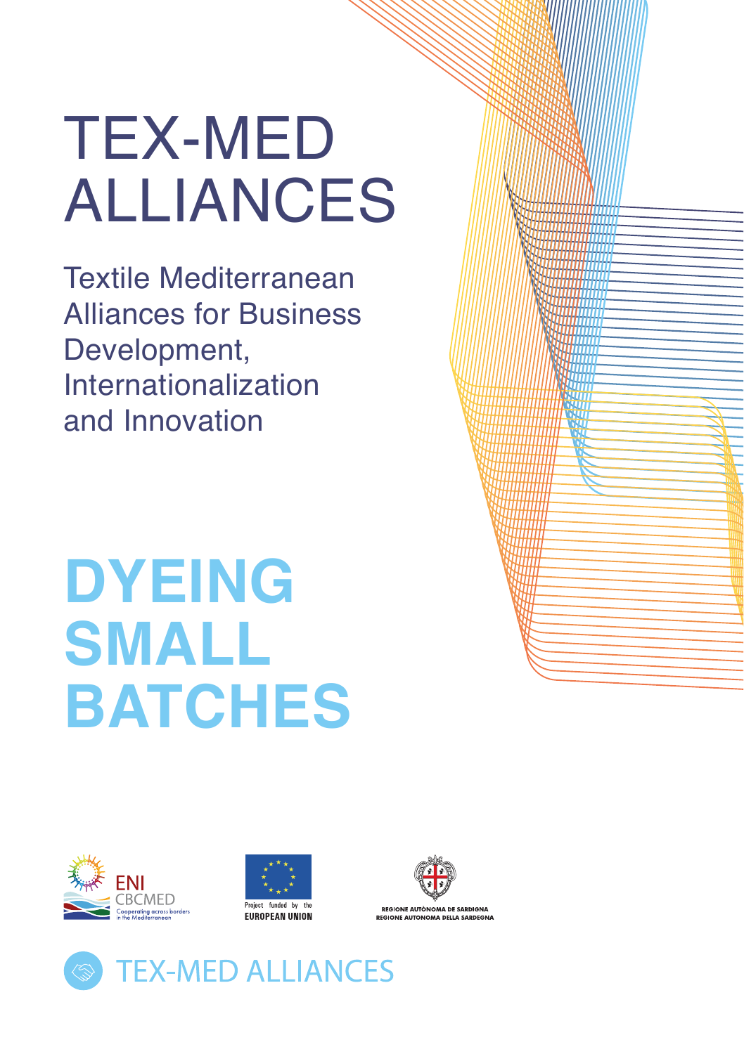# TEX-MED ALLIANCES

Textile Mediterranean Alliances for Business Development, Internationalization and Innovation

# DYEING SMALL BATCHES

ENI CBCMED Cooperating across borders in the Mediterranean

Project funded by the EUROPEAN UNION

REGIONE AUTÒNOMA DE SARDIGNA
REGIONE AUTONOMA DELLA SARDEGNA

TEX-MED ALLIANCES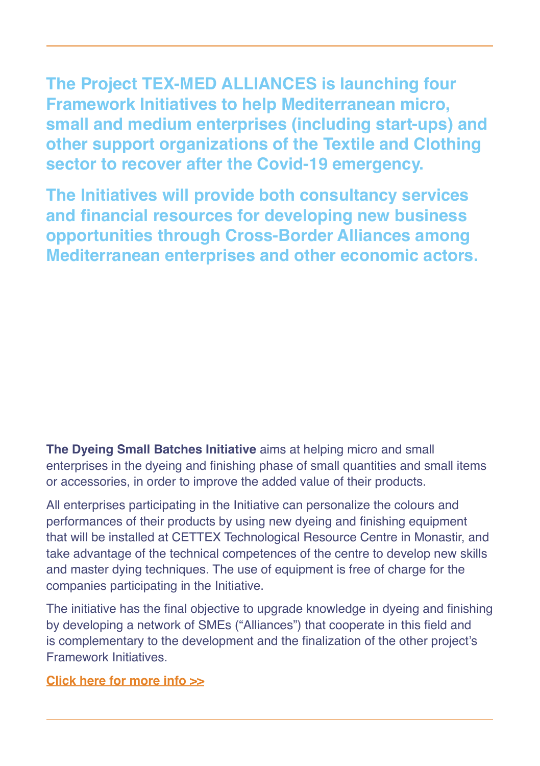**The Project TEX-MED ALLIANCES is launching four Framework Initiatives to help Mediterranean micro, small and medium enterprises (including start-ups) and other support organizations of the Textile and Clothing sector to recover after the Covid-19 emergency.**

**The Initiatives will provide both consultancy services and financial resources for developing new business opportunities through Cross-Border Alliances among Mediterranean enterprises and other economic actors.**

**The Dyeing Small Batches Initiative** aims at helping micro and small enterprises in the dyeing and finishing phase of small quantities and small items or accessories, in order to improve the added value of their products.

All enterprises participating in the Initiative can personalize the colours and performances of their products by using new dyeing and finishing equipment that will be installed at CETTEX Technological Resource Centre in Monastir, and take advantage of the technical competences of the centre to develop new skills and master dying techniques. The use of equipment is free of charge for the companies participating in the Initiative.

The initiative has the final objective to upgrade knowledge in dyeing and finishing by developing a network of SMEs ("Alliances") that cooperate in this field and is complementary to the development and the finalization of the other project's Framework Initiatives.

**Click here for more info >>**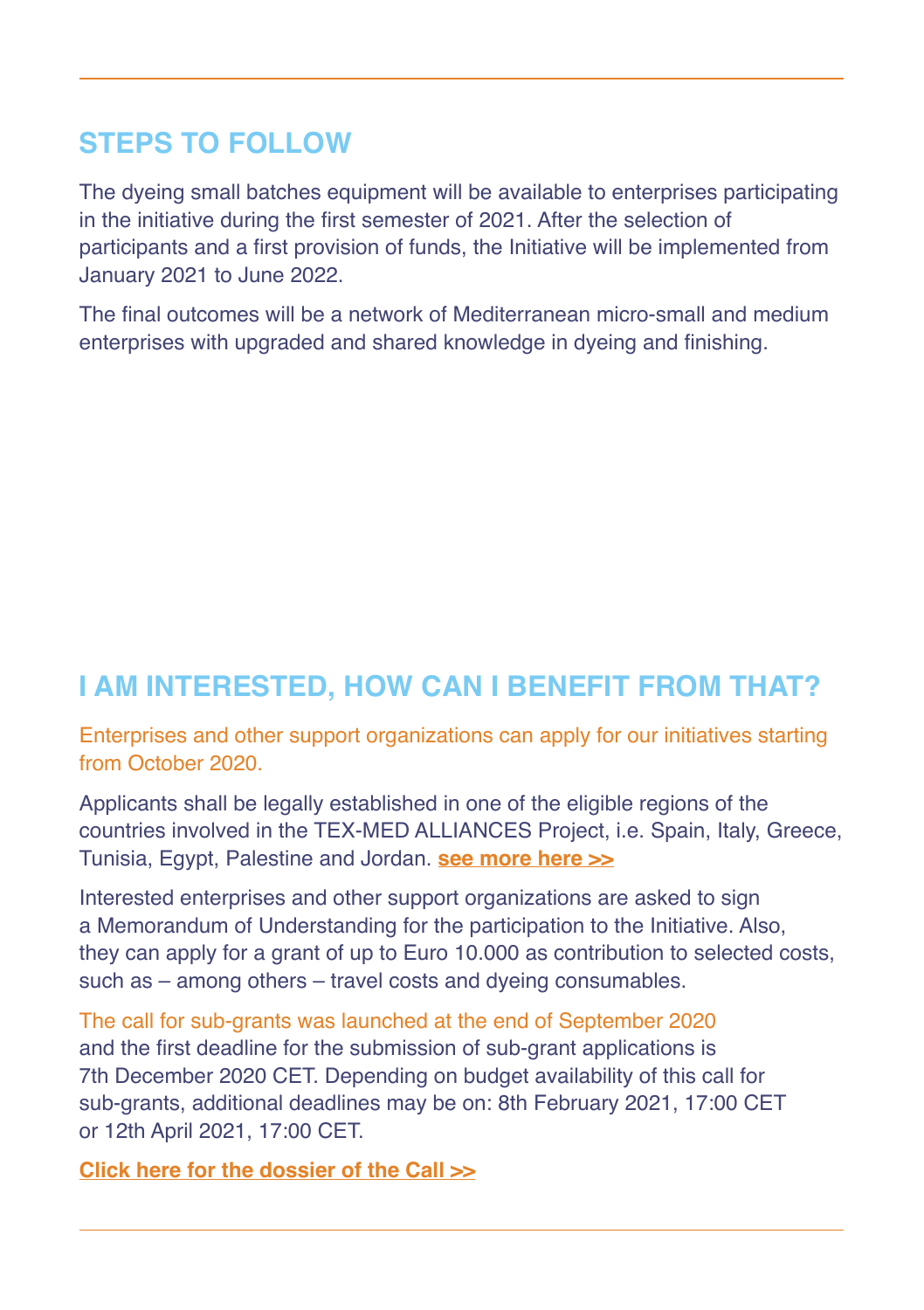## STEPS TO FOLLOW

The dyeing small batches equipment will be available to enterprises participating in the initiative during the first semester of 2021. After the selection of participants and a first provision of funds, the Initiative will be implemented from January 2021 to June 2022.

The final outcomes will be a network of Mediterranean micro-small and medium enterprises with upgraded and shared knowledge in dyeing and finishing.

## I AM INTERESTED, HOW CAN I BENEFIT FROM THAT?

Enterprises and other support organizations can apply for our initiatives starting from October 2020.

Applicants shall be legally established in one of the eligible regions of the countries involved in the TEX-MED ALLIANCES Project, i.e. Spain, Italy, Greece, Tunisia, Egypt, Palestine and Jordan. **see more here >>**

Interested enterprises and other support organizations are asked to sign a Memorandum of Understanding for the participation to the Initiative. Also, they can apply for a grant of up to Euro 10.000 as contribution to selected costs, such as – among others – travel costs and dyeing consumables.

The call for sub-grants was launched at the end of September 2020 and the first deadline for the submission of sub-grant applications is 7th December 2020 CET. Depending on budget availability of this call for sub-grants, additional deadlines may be on: 8th February 2021, 17:00 CET or 12th April 2021, 17:00 CET.

**Click here for the dossier of the Call >>**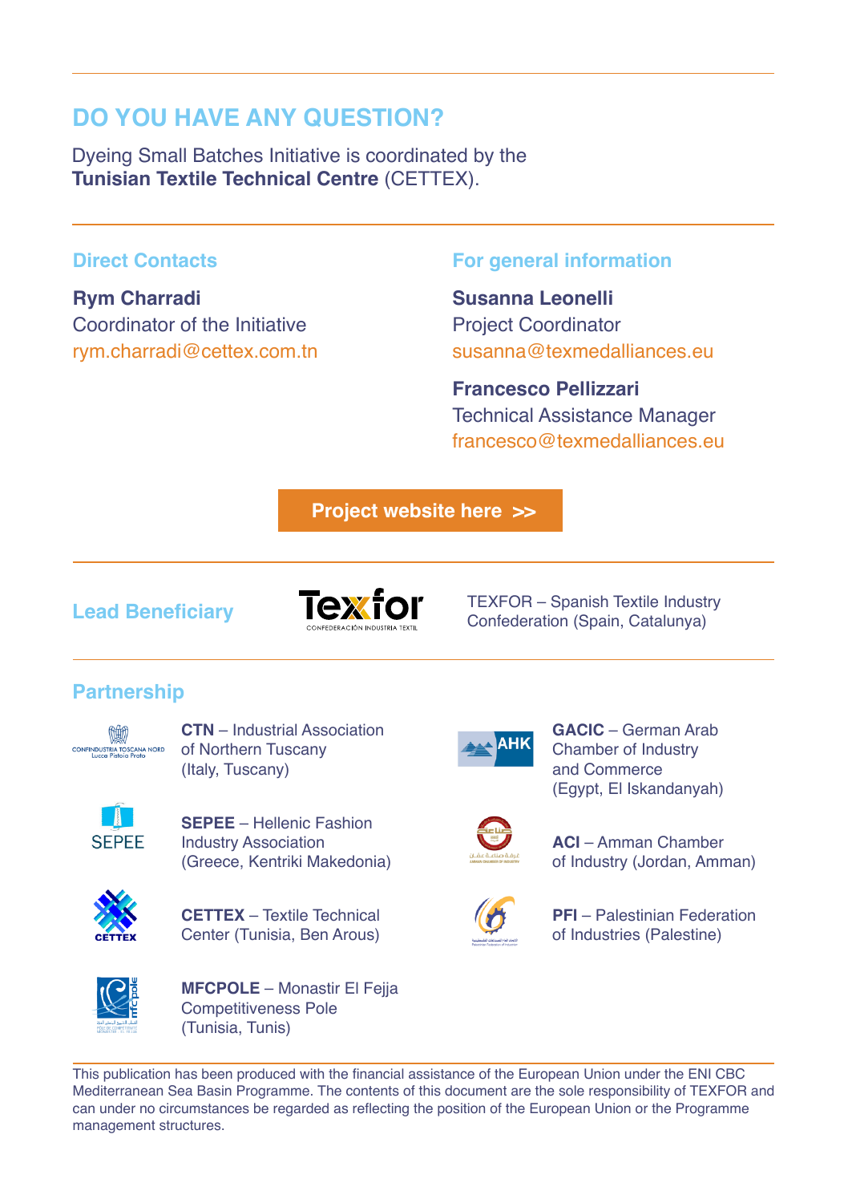## DO YOU HAVE ANY QUESTION?

Dyeing Small Batches Initiative is coordinated by the **Tunisian Textile Technical Centre** (CETTEX).

### Direct Contacts

**Rym Charradi**
Coordinator of the Initiative
rym.charradi@cettex.com.tn

### For general information

**Susanna Leonelli**
Project Coordinator
susanna@texmedalliances.eu

**Francesco Pellizzari**
Technical Assistance Manager
francesco@texmedalliances.eu

**Project website here >>**

### Lead Beneficiary

TEXFOR – Spanish Textile Industry Confederation (Spain, Catalunya)

### Partnership

**CTN** – Industrial Association of Northern Tuscany (Italy, Tuscany)

**SEPEE** – Hellenic Fashion Industry Association (Greece, Kentriki Makedonia)

**CETTEX** – Textile Technical Center (Tunisia, Ben Arous)

**MFCPOLE** – Monastir El Fejja Competitiveness Pole (Tunisia, Tunis)

**GACIC** – German Arab Chamber of Industry and Commerce (Egypt, El Iskandanyah)

**ACI** – Amman Chamber of Industry (Jordan, Amman)

**PFI** – Palestinian Federation of Industries (Palestine)

This publication has been produced with the financial assistance of the European Union under the ENI CBC Mediterranean Sea Basin Programme. The contents of this document are the sole responsibility of TEXFOR and can under no circumstances be regarded as reflecting the position of the European Union or the Programme management structures.